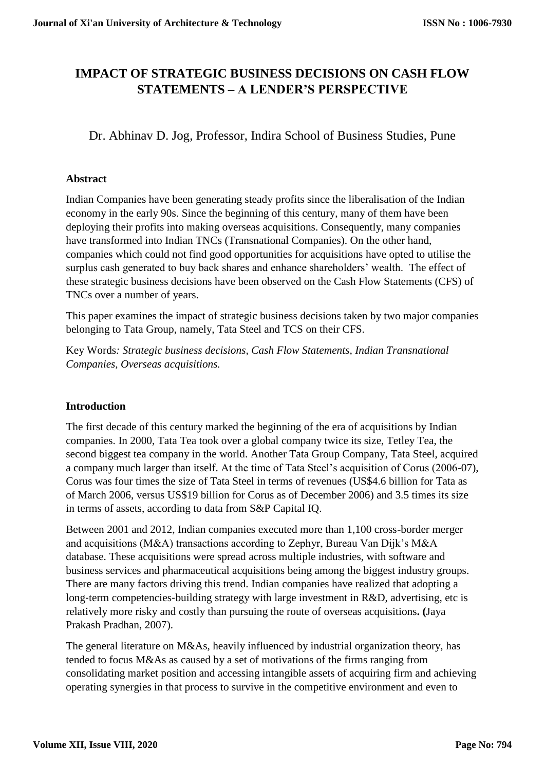# IMPACT OF STRATEGIC BUSINESS DECISIONS ON CASH FLOW STATEMENTS – A LENDER'S PERSPECTIVE

Dr. Abhinav D. Jog, Professor, Indira School of Business Studies, Pune

## Abstract

Indian Companies have been generating steady profits since the liberalisation of the Indian economy in the early 90s. Since the beginning of this century, many of them have been deploying their profits into making overseas acquisitions. Consequently, many companies have transformed into Indian TNCs (Transnational Companies). On the other hand, companies which could not find good opportunities for acquisitions have opted to utilise the surplus cash generated to buy back shares and enhance shareholders' wealth. The effect of these strategic business decisions have been observed on the Cash Flow Statements (CFS) of TNCs over a number of years.

This paper examines the impact of strategic business decisions taken by two major companies belonging to Tata Group, namely, Tata Steel and TCS on their CFS.

Key Words*: Strategic business decisions, Cash Flow Statements, Indian Transnational Companies, Overseas acquisitions.*

## Introduction

The first decade of this century marked the beginning of the era of acquisitions by Indian companies. In 2000, Tata Tea took over a global company twice its size, Tetley Tea, the second biggest tea company in the world. Another Tata Group Company, Tata Steel, acquired a company much larger than itself. At the time of Tata Steel's acquisition of Corus (2006-07), Corus was four times the size of Tata Steel in terms of revenues (US$4.6 billion for Tata as of March 2006, versus US$19 billion for Corus as of December 2006) and 3.5 times its size in terms of assets, according to data from S&P Capital IQ.

Between 2001 and 2012, Indian companies executed more than 1,100 cross-border merger and acquisitions (M&A) transactions according to Zephyr, Bureau Van Dijk's M&A database. These acquisitions were spread across multiple industries, with software and business services and pharmaceutical acquisitions being among the biggest industry groups. There are many factors driving this trend. Indian companies have realized that adopting a long-term competencies-building strategy with large investment in R&D, advertising, etc is relatively more risky and costly than pursuing the route of overseas acquisitions**. (**Jaya Prakash Pradhan, 2007).

The general literature on M&As, heavily influenced by industrial organization theory, has tended to focus M&As as caused by a set of motivations of the firms ranging from consolidating market position and accessing intangible assets of acquiring firm and achieving operating synergies in that process to survive in the competitive environment and even to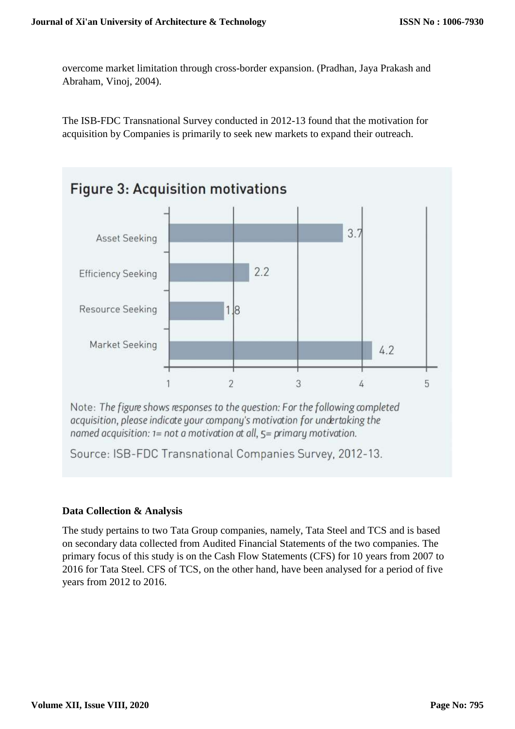overcome market limitation through cross-border expansion. (Pradhan, Jaya Prakash and Abraham, Vinoj, 2004).

The ISB-FDC Transnational Survey conducted in 2012-13 found that the motivation for acquisition by Companies is primarily to seek new markets to expand their outreach.

**Figure 3: Acquisition motivations**

| Motivation | Score |
|---|---|
| Asset Seeking | 3.7 |
| Efficiency Seeking | 2.2 |
| Resource Seeking | 1.8 |
| Market Seeking | 4.2 |

Note: *The figure shows responses to the question: For the following completed acquisition, please indicate your company's motivation for undertaking the named acquisition: 1= not a motivation at all, 5= primary motivation.*

Source: ISB-FDC Transnational Companies Survey, 2012-13.

**Data Collection & Analysis**

The study pertains to two Tata Group companies, namely, Tata Steel and TCS and is based on secondary data collected from Audited Financial Statements of the two companies. The primary focus of this study is on the Cash Flow Statements (CFS) for 10 years from 2007 to 2016 for Tata Steel. CFS of TCS, on the other hand, have been analysed for a period of five years from 2012 to 2016.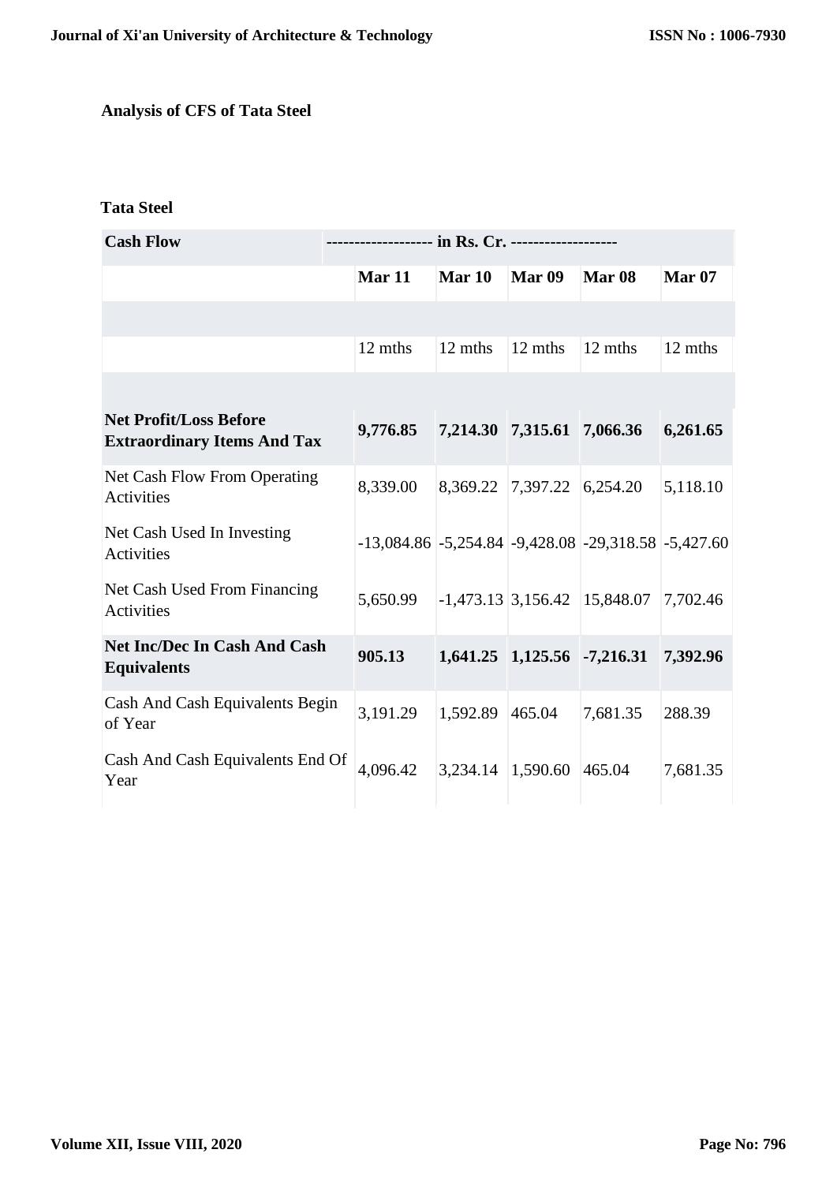**Analysis of CFS of Tata Steel**

**Tata Steel**

| Cash Flow | ------------------- in Rs. Cr. ------------------- | | | | |
|---|---|---|---|---|---|
| | Mar 11 | Mar 10 | Mar 09 | Mar 08 | Mar 07 |
| | | | | | |
| | 12 mths | 12 mths | 12 mths | 12 mths | 12 mths |
| | | | | | |
| **Net Profit/Loss Before Extraordinary Items And Tax** | **9,776.85** | **7,214.30** | **7,315.61** | **7,066.36** | **6,261.65** |
| Net Cash Flow From Operating Activities | 8,339.00 | 8,369.22 | 7,397.22 | 6,254.20 | 5,118.10 |
| Net Cash Used In Investing Activities | -13,084.86 | -5,254.84 | -9,428.08 | -29,318.58 | -5,427.60 |
| Net Cash Used From Financing Activities | 5,650.99 | -1,473.13 | 3,156.42 | 15,848.07 | 7,702.46 |
| **Net Inc/Dec In Cash And Cash Equivalents** | **905.13** | **1,641.25** | **1,125.56** | **-7,216.31** | **7,392.96** |
| Cash And Cash Equivalents Begin of Year | 3,191.29 | 1,592.89 | 465.04 | 7,681.35 | 288.39 |
| Cash And Cash Equivalents End Of Year | 4,096.42 | 3,234.14 | 1,590.60 | 465.04 | 7,681.35 |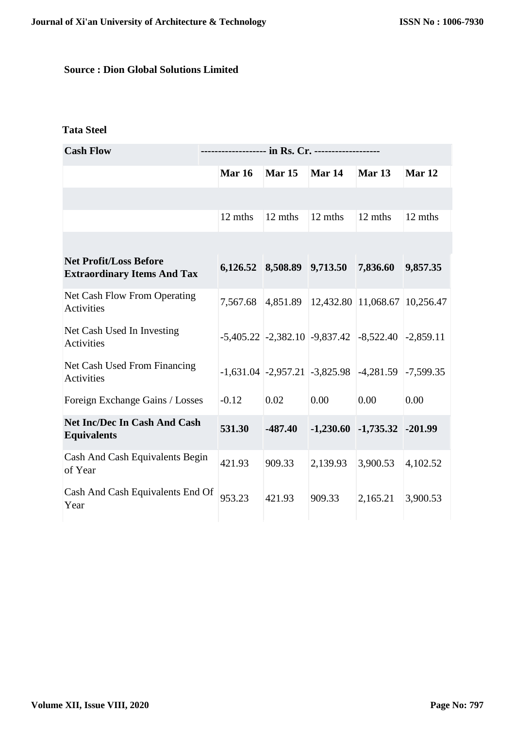**Source : Dion Global Solutions Limited**

**Tata Steel**

| Cash Flow | ------------------- in Rs. Cr. ------------------- | | | | |
|---|---|---|---|---|---|
| | **Mar 16** | **Mar 15** | **Mar 14** | **Mar 13** | **Mar 12** |
| | | | | | |
| | 12 mths | 12 mths | 12 mths | 12 mths | 12 mths |
| | | | | | |
| **Net Profit/Loss Before Extraordinary Items And Tax** | **6,126.52** | **8,508.89** | **9,713.50** | **7,836.60** | **9,857.35** |
| Net Cash Flow From Operating Activities | 7,567.68 | 4,851.89 | 12,432.80 | 11,068.67 | 10,256.47 |
| Net Cash Used In Investing Activities | -5,405.22 | -2,382.10 | -9,837.42 | -8,522.40 | -2,859.11 |
| Net Cash Used From Financing Activities | -1,631.04 | -2,957.21 | -3,825.98 | -4,281.59 | -7,599.35 |
| Foreign Exchange Gains / Losses | -0.12 | 0.02 | 0.00 | 0.00 | 0.00 |
| **Net Inc/Dec In Cash And Cash Equivalents** | **531.30** | **-487.40** | **-1,230.60** | **-1,735.32** | **-201.99** |
| Cash And Cash Equivalents Begin of Year | 421.93 | 909.33 | 2,139.93 | 3,900.53 | 4,102.52 |
| Cash And Cash Equivalents End Of Year | 953.23 | 421.93 | 909.33 | 2,165.21 | 3,900.53 |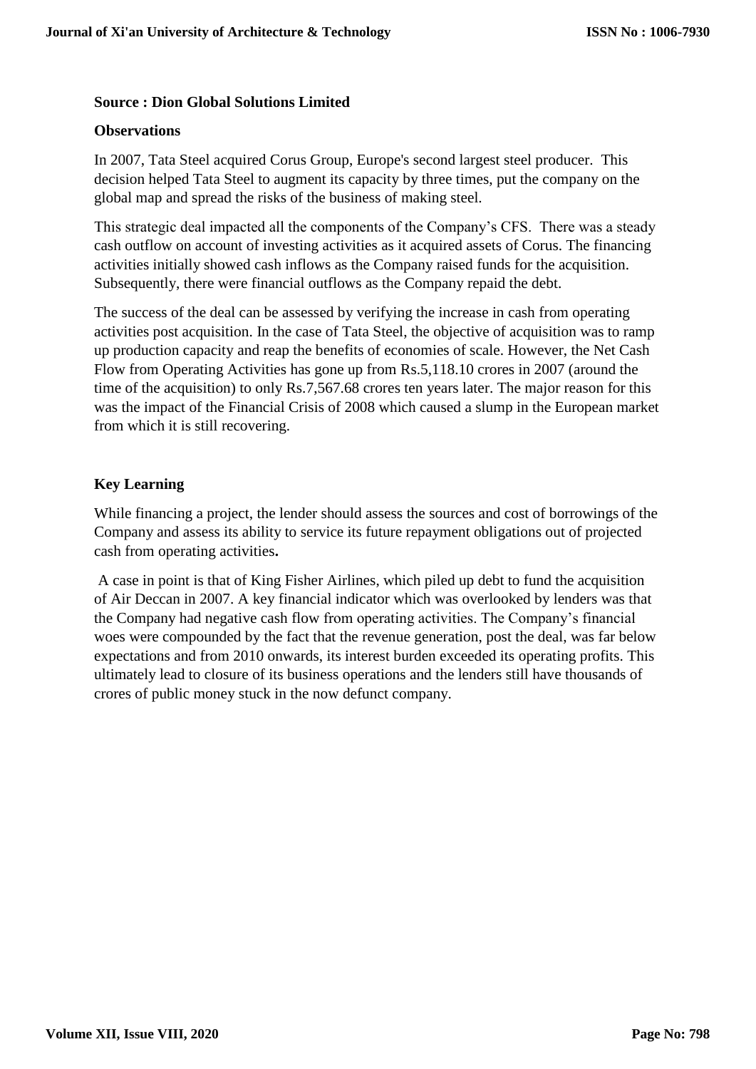**Source : Dion Global Solutions Limited**

**Observations**

In 2007, Tata Steel acquired Corus Group, Europe's second largest steel producer. This decision helped Tata Steel to augment its capacity by three times, put the company on the global map and spread the risks of the business of making steel.

This strategic deal impacted all the components of the Company's CFS. There was a steady cash outflow on account of investing activities as it acquired assets of Corus. The financing activities initially showed cash inflows as the Company raised funds for the acquisition. Subsequently, there were financial outflows as the Company repaid the debt.

The success of the deal can be assessed by verifying the increase in cash from operating activities post acquisition. In the case of Tata Steel, the objective of acquisition was to ramp up production capacity and reap the benefits of economies of scale. However, the Net Cash Flow from Operating Activities has gone up from Rs.5,118.10 crores in 2007 (around the time of the acquisition) to only Rs.7,567.68 crores ten years later. The major reason for this was the impact of the Financial Crisis of 2008 which caused a slump in the European market from which it is still recovering.

**Key Learning**

While financing a project, the lender should assess the sources and cost of borrowings of the Company and assess its ability to service its future repayment obligations out of projected cash from operating activities**.**

A case in point is that of King Fisher Airlines, which piled up debt to fund the acquisition of Air Deccan in 2007. A key financial indicator which was overlooked by lenders was that the Company had negative cash flow from operating activities. The Company's financial woes were compounded by the fact that the revenue generation, post the deal, was far below expectations and from 2010 onwards, its interest burden exceeded its operating profits. This ultimately lead to closure of its business operations and the lenders still have thousands of crores of public money stuck in the now defunct company.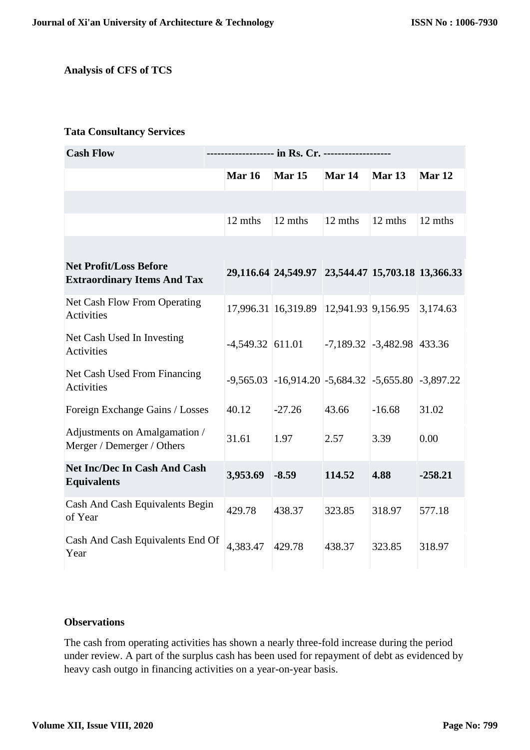**Analysis of CFS of TCS**

**Tata Consultancy Services**

| Cash Flow | ------------------- in Rs. Cr. ------------------- | | | | |
|---|---|---|---|---|---|
| | **Mar 16** | **Mar 15** | **Mar 14** | **Mar 13** | **Mar 12** |
| | | | | | |
| | 12 mths | 12 mths | 12 mths | 12 mths | 12 mths |
| | | | | | |
| **Net Profit/Loss Before Extraordinary Items And Tax** | **29,116.64** | **24,549.97** | **23,544.47** | **15,703.18** | **13,366.33** |
| Net Cash Flow From Operating Activities | 17,996.31 | 16,319.89 | 12,941.93 | 9,156.95 | 3,174.63 |
| Net Cash Used In Investing Activities | -4,549.32 | 611.01 | -7,189.32 | -3,482.98 | 433.36 |
| Net Cash Used From Financing Activities | -9,565.03 | -16,914.20 | -5,684.32 | -5,655.80 | -3,897.22 |
| Foreign Exchange Gains / Losses | 40.12 | -27.26 | 43.66 | -16.68 | 31.02 |
| Adjustments on Amalgamation / Merger / Demerger / Others | 31.61 | 1.97 | 2.57 | 3.39 | 0.00 |
| **Net Inc/Dec In Cash And Cash Equivalents** | **3,953.69** | **-8.59** | **114.52** | **4.88** | **-258.21** |
| Cash And Cash Equivalents Begin of Year | 429.78 | 438.37 | 323.85 | 318.97 | 577.18 |
| Cash And Cash Equivalents End Of Year | 4,383.47 | 429.78 | 438.37 | 323.85 | 318.97 |

**Observations**

The cash from operating activities has shown a nearly three-fold increase during the period under review. A part of the surplus cash has been used for repayment of debt as evidenced by heavy cash outgo in financing activities on a year-on-year basis.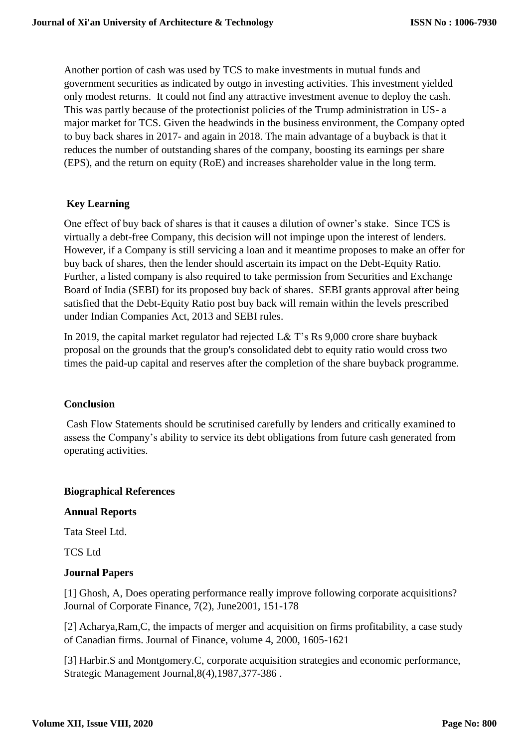Another portion of cash was used by TCS to make investments in mutual funds and government securities as indicated by outgo in investing activities. This investment yielded only modest returns. It could not find any attractive investment avenue to deploy the cash. This was partly because of the protectionist policies of the Trump administration in US- a major market for TCS. Given the headwinds in the business environment, the Company opted to buy back shares in 2017- and again in 2018. The main advantage of a buyback is that it reduces the number of outstanding shares of the company, boosting its earnings per share (EPS), and the return on equity (RoE) and increases shareholder value in the long term.

## Key Learning

One effect of buy back of shares is that it causes a dilution of owner's stake. Since TCS is virtually a debt-free Company, this decision will not impinge upon the interest of lenders. However, if a Company is still servicing a loan and it meantime proposes to make an offer for buy back of shares, then the lender should ascertain its impact on the Debt-Equity Ratio. Further, a listed company is also required to take permission from Securities and Exchange Board of India (SEBI) for its proposed buy back of shares. SEBI grants approval after being satisfied that the Debt-Equity Ratio post buy back will remain within the levels prescribed under Indian Companies Act, 2013 and SEBI rules.

In 2019, the capital market regulator had rejected L& T's Rs 9,000 crore share buyback proposal on the grounds that the group's consolidated debt to equity ratio would cross two times the paid-up capital and reserves after the completion of the share buyback programme.

## Conclusion

Cash Flow Statements should be scrutinised carefully by lenders and critically examined to assess the Company's ability to service its debt obligations from future cash generated from operating activities.

## Biographical References

### Annual Reports

Tata Steel Ltd.

TCS Ltd

### Journal Papers

[1] Ghosh, A, Does operating performance really improve following corporate acquisitions? Journal of Corporate Finance, 7(2), June2001, 151-178

[2] Acharya,Ram,C, the impacts of merger and acquisition on firms profitability, a case study of Canadian firms. Journal of Finance, volume 4, 2000, 1605-1621

[3] Harbir.S and Montgomery.C, corporate acquisition strategies and economic performance, Strategic Management Journal,8(4),1987,377-386 .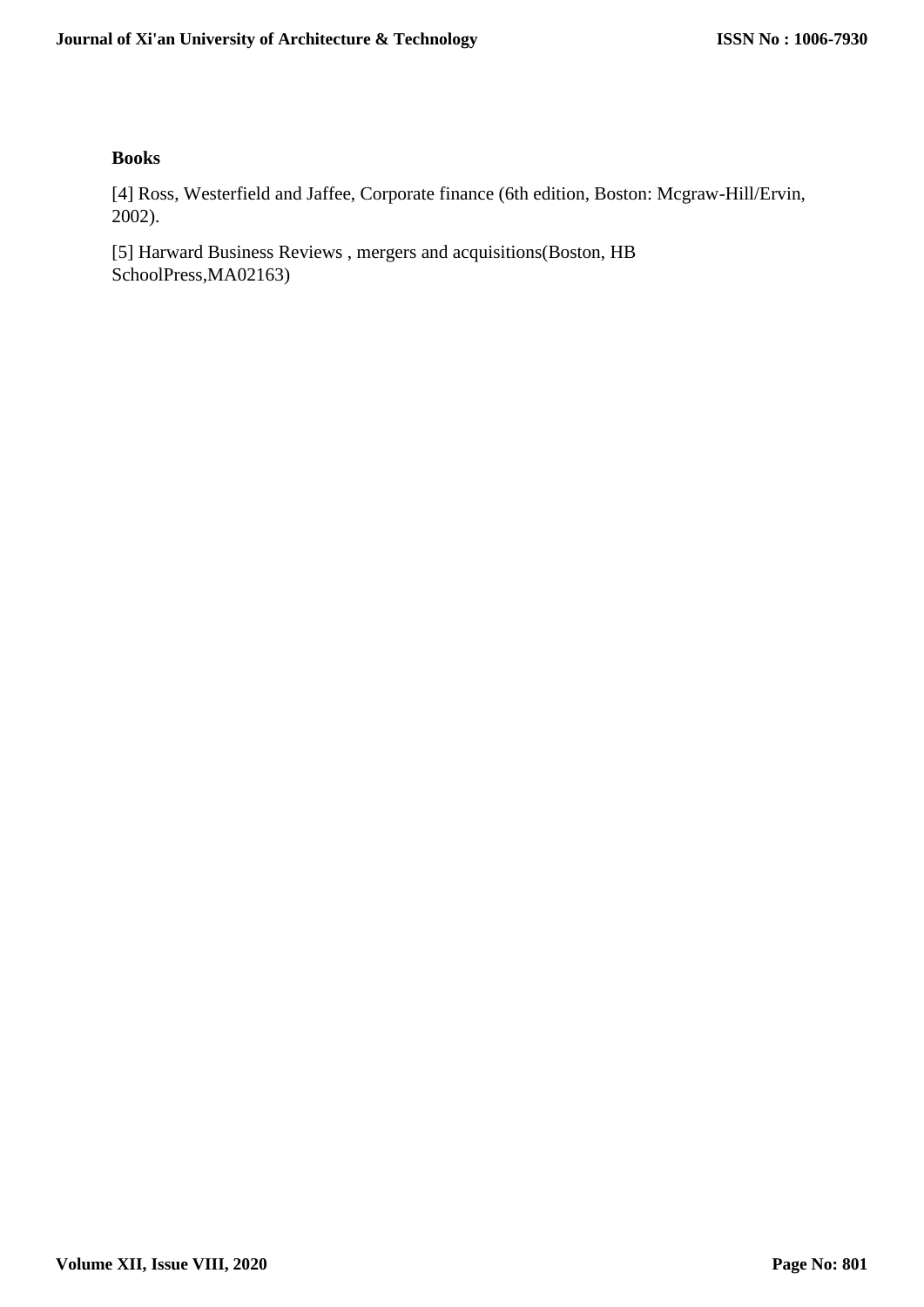**Books**

[4] Ross, Westerfield and Jaffee, Corporate finance (6th edition, Boston: Mcgraw-Hill/Ervin, 2002).

[5] Harward Business Reviews , mergers and acquisitions(Boston, HB SchoolPress,MA02163)